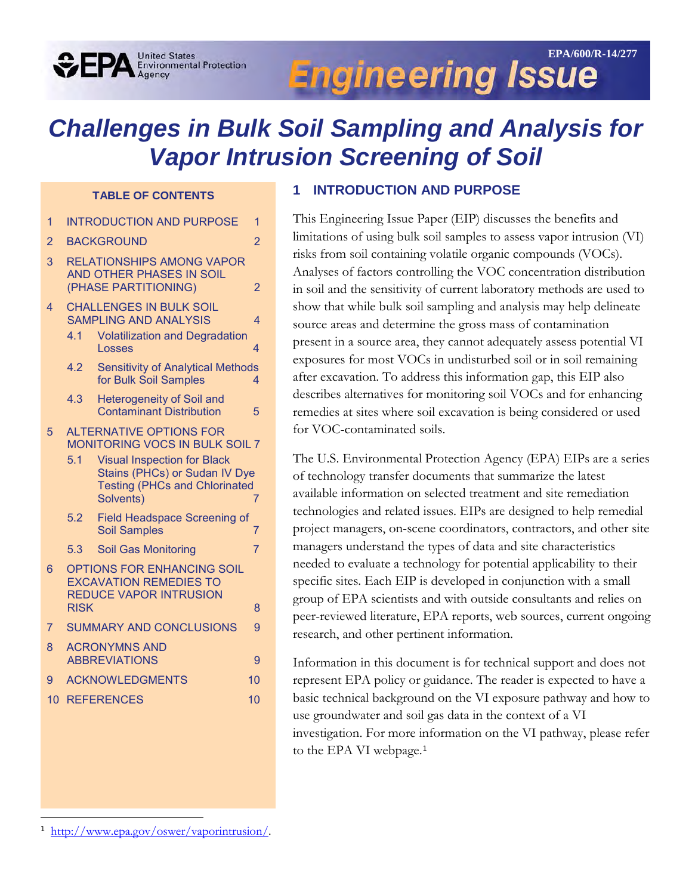EPA/600/R-14/277

Engineering Issue

# Challenges in Bulk Soil Sampling and Analysis for Vapor Intrusion Screening of Soil

**TABLE OF CONTENTS**

1 INTRODUCTION AND PURPOSE 1
2 BACKGROUND 2
3 RELATIONSHIPS AMONG VAPOR AND OTHER PHASES IN SOIL (PHASE PARTITIONING) 2
4 CHALLENGES IN BULK SOIL SAMPLING AND ANALYSIS 4
- 4.1 Volatilization and Degradation Losses 4
- 4.2 Sensitivity of Analytical Methods for Bulk Soil Samples 4
- 4.3 Heterogeneity of Soil and Contaminant Distribution 5

5 ALTERNATIVE OPTIONS FOR MONITORING VOCS IN BULK SOIL 7
- 5.1 Visual Inspection for Black Stains (PHCs) or Sudan IV Dye Testing (PHCs and Chlorinated Solvents) 7
- 5.2 Field Headspace Screening of Soil Samples 7
- 5.3 Soil Gas Monitoring 7

6 OPTIONS FOR ENHANCING SOIL EXCAVATION REMEDIES TO REDUCE VAPOR INTRUSION RISK 8
7 SUMMARY AND CONCLUSIONS 9
8 ACRONYMNS AND ABBREVIATIONS 9
9 ACKNOWLEDGMENTS 10
10 REFERENCES 10

## 1 INTRODUCTION AND PURPOSE

This Engineering Issue Paper (EIP) discusses the benefits and limitations of using bulk soil samples to assess vapor intrusion (VI) risks from soil containing volatile organic compounds (VOCs). Analyses of factors controlling the VOC concentration distribution in soil and the sensitivity of current laboratory methods are used to show that while bulk soil sampling and analysis may help delineate source areas and determine the gross mass of contamination present in a source area, they cannot adequately assess potential VI exposures for most VOCs in undisturbed soil or in soil remaining after excavation. To address this information gap, this EIP also describes alternatives for monitoring soil VOCs and for enhancing remedies at sites where soil excavation is being considered or used for VOC-contaminated soils.

The U.S. Environmental Protection Agency (EPA) EIPs are a series of technology transfer documents that summarize the latest available information on selected treatment and site remediation technologies and related issues. EIPs are designed to help remedial project managers, on-scene coordinators, contractors, and other site managers understand the types of data and site characteristics needed to evaluate a technology for potential applicability to their specific sites. Each EIP is developed in conjunction with a small group of EPA scientists and with outside consultants and relies on peer-reviewed literature, EPA reports, web sources, current ongoing research, and other pertinent information.

Information in this document is for technical support and does not represent EPA policy or guidance. The reader is expected to have a basic technical background on the VI exposure pathway and how to use groundwater and soil gas data in the context of a VI investigation. For more information on the VI pathway, please refer to the EPA VI webpage.[1]

[1] http://www.epa.gov/oswer/vaporintrusion/.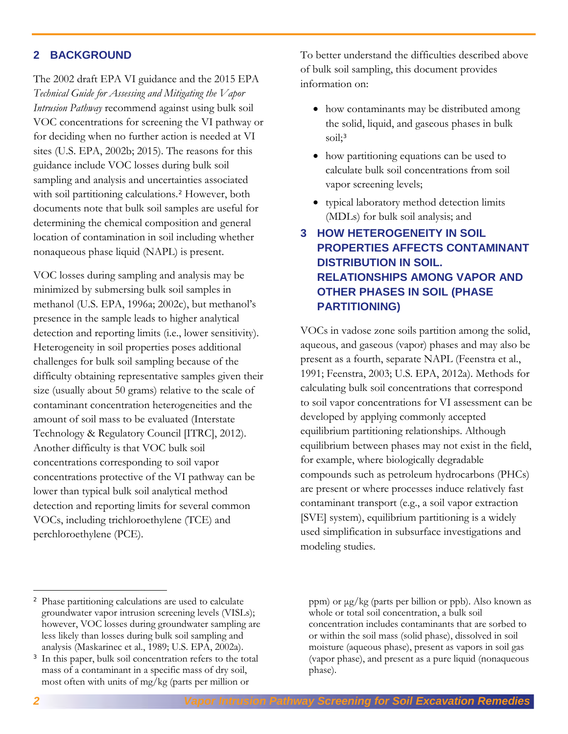## 2 BACKGROUND

The 2002 draft EPA VI guidance and the 2015 EPA *Technical Guide for Assessing and Mitigating the Vapor Intrusion Pathway* recommend against using bulk soil VOC concentrations for screening the VI pathway or for deciding when no further action is needed at VI sites (U.S. EPA, 2002b; 2015). The reasons for this guidance include VOC losses during bulk soil sampling and analysis and uncertainties associated with soil partitioning calculations.[2] However, both documents note that bulk soil samples are useful for determining the chemical composition and general location of contamination in soil including whether nonaqueous phase liquid (NAPL) is present.

VOC losses during sampling and analysis may be minimized by submersing bulk soil samples in methanol (U.S. EPA, 1996a; 2002c), but methanol's presence in the sample leads to higher analytical detection and reporting limits (i.e., lower sensitivity). Heterogeneity in soil properties poses additional challenges for bulk soil sampling because of the difficulty obtaining representative samples given their size (usually about 50 grams) relative to the scale of contaminant concentration heterogeneities and the amount of soil mass to be evaluated (Interstate Technology & Regulatory Council [ITRC], 2012). Another difficulty is that VOC bulk soil concentrations corresponding to soil vapor concentrations protective of the VI pathway can be lower than typical bulk soil analytical method detection and reporting limits for several common VOCs, including trichloroethylene (TCE) and perchloroethylene (PCE).

To better understand the difficulties described above of bulk soil sampling, this document provides information on:

- how contaminants may be distributed among the solid, liquid, and gaseous phases in bulk soil;[3]
- how partitioning equations can be used to calculate bulk soil concentrations from soil vapor screening levels;
- typical laboratory method detection limits (MDLs) for bulk soil analysis; and

## 3 HOW HETEROGENEITY IN SOIL PROPERTIES AFFECTS CONTAMINANT DISTRIBUTION IN SOIL. RELATIONSHIPS AMONG VAPOR AND OTHER PHASES IN SOIL (PHASE PARTITIONING)

VOCs in vadose zone soils partition among the solid, aqueous, and gaseous (vapor) phases and may also be present as a fourth, separate NAPL (Feenstra et al., 1991; Feenstra, 2003; U.S. EPA, 2012a). Methods for calculating bulk soil concentrations that correspond to soil vapor concentrations for VI assessment can be developed by applying commonly accepted equilibrium partitioning relationships. Although equilibrium between phases may not exist in the field, for example, where biologically degradable compounds such as petroleum hydrocarbons (PHCs) are present or where processes induce relatively fast contaminant transport (e.g., a soil vapor extraction [SVE] system), equilibrium partitioning is a widely used simplification in subsurface investigations and modeling studies.

---

[2] Phase partitioning calculations are used to calculate groundwater vapor intrusion screening levels (VISLs); however, VOC losses during groundwater sampling are less likely than losses during bulk soil sampling and analysis (Maskarinec et al., 1989; U.S. EPA, 2002a).

[3] In this paper, bulk soil concentration refers to the total mass of a contaminant in a specific mass of dry soil, most often with units of mg/kg (parts per million or ppm) or µg/kg (parts per billion or ppb). Also known as whole or total soil concentration, a bulk soil concentration includes contaminants that are sorbed to or within the soil mass (solid phase), dissolved in soil moisture (aqueous phase), present as vapors in soil gas (vapor phase), and present as a pure liquid (nonaqueous phase).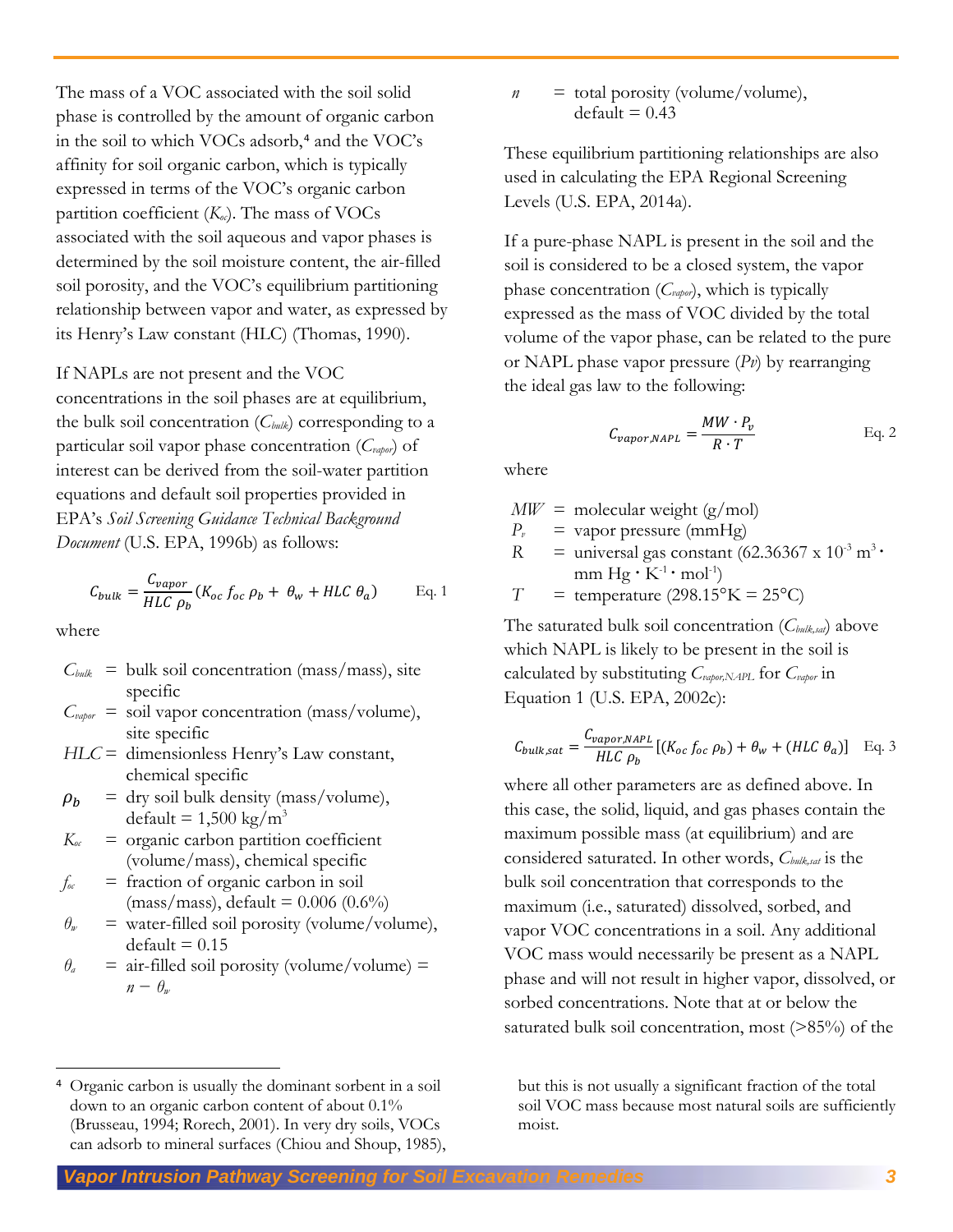The mass of a VOC associated with the soil solid phase is controlled by the amount of organic carbon in the soil to which VOCs adsorb,[4] and the VOC's affinity for soil organic carbon, which is typically expressed in terms of the VOC's organic carbon partition coefficient ($K_{oc}$). The mass of VOCs associated with the soil aqueous and vapor phases is determined by the soil moisture content, the air-filled soil porosity, and the VOC's equilibrium partitioning relationship between vapor and water, as expressed by its Henry's Law constant (HLC) (Thomas, 1990).

If NAPLs are not present and the VOC concentrations in the soil phases are at equilibrium, the bulk soil concentration ($C_{bulk}$) corresponding to a particular soil vapor phase concentration ($C_{vapor}$) of interest can be derived from the soil-water partition equations and default soil properties provided in EPA's *Soil Screening Guidance Technical Background Document* (U.S. EPA, 1996b) as follows:

$$C_{bulk} = \frac{C_{vapor}}{HLC\ \rho_b}(K_{oc}\ f_{oc}\ \rho_b + \theta_w + HLC\ \theta_a) \qquad \text{Eq. 1}$$

where

- $C_{bulk}$ = bulk soil concentration (mass/mass), site specific
- $C_{vapor}$ = soil vapor concentration (mass/volume), site specific
- $HLC$ = dimensionless Henry's Law constant, chemical specific
- $\rho_b$ = dry soil bulk density (mass/volume), default = 1,500 kg/m$^3$
- $K_{oc}$ = organic carbon partition coefficient (volume/mass), chemical specific
- $f_{oc}$ = fraction of organic carbon in soil (mass/mass), default = 0.006 (0.6%)
- $\theta_w$ = water-filled soil porosity (volume/volume), default = 0.15
- $\theta_a$ = air-filled soil porosity (volume/volume) = $n - \theta_w$
- $n$ = total porosity (volume/volume), default = 0.43

These equilibrium partitioning relationships are also used in calculating the EPA Regional Screening Levels (U.S. EPA, 2014a).

If a pure-phase NAPL is present in the soil and the soil is considered to be a closed system, the vapor phase concentration ($C_{vapor}$), which is typically expressed as the mass of VOC divided by the total volume of the vapor phase, can be related to the pure or NAPL phase vapor pressure ($Pv$) by rearranging the ideal gas law to the following:

$$C_{vapor,NAPL} = \frac{MW \cdot P_v}{R \cdot T} \qquad \text{Eq. 2}$$

where

- $MW$ = molecular weight (g/mol)
- $P_v$ = vapor pressure (mmHg)
- $R$ = universal gas constant (62.36367 x 10$^{-3}$ m$^3$ · mm Hg · K$^{-1}$ · mol$^{-1}$)
- $T$ = temperature (298.15°K = 25°C)

The saturated bulk soil concentration ($C_{bulk,sat}$) above which NAPL is likely to be present in the soil is calculated by substituting $C_{vapor,NAPL}$ for $C_{vapor}$ in Equation 1 (U.S. EPA, 2002c):

$$C_{bulk,sat} = \frac{C_{vapor,NAPL}}{HLC\ \rho_b}[(K_{oc}\ f_{oc}\ \rho_b) + \theta_w + (HLC\ \theta_a)] \qquad \text{Eq. 3}$$

where all other parameters are as defined above. In this case, the solid, liquid, and gas phases contain the maximum possible mass (at equilibrium) and are considered saturated. In other words, $C_{bulk,sat}$ is the bulk soil concentration that corresponds to the maximum (i.e., saturated) dissolved, sorbed, and vapor VOC concentrations in a soil. Any additional VOC mass would necessarily be present as a NAPL phase and will not result in higher vapor, dissolved, or sorbed concentrations. Note that at or below the saturated bulk soil concentration, most (>85%) of the

---

[4] Organic carbon is usually the dominant sorbent in a soil down to an organic carbon content of about 0.1% (Brusseau, 1994; Rorech, 2001). In very dry soils, VOCs can adsorb to mineral surfaces (Chiou and Shoup, 1985), but this is not usually a significant fraction of the total soil VOC mass because most natural soils are sufficiently moist.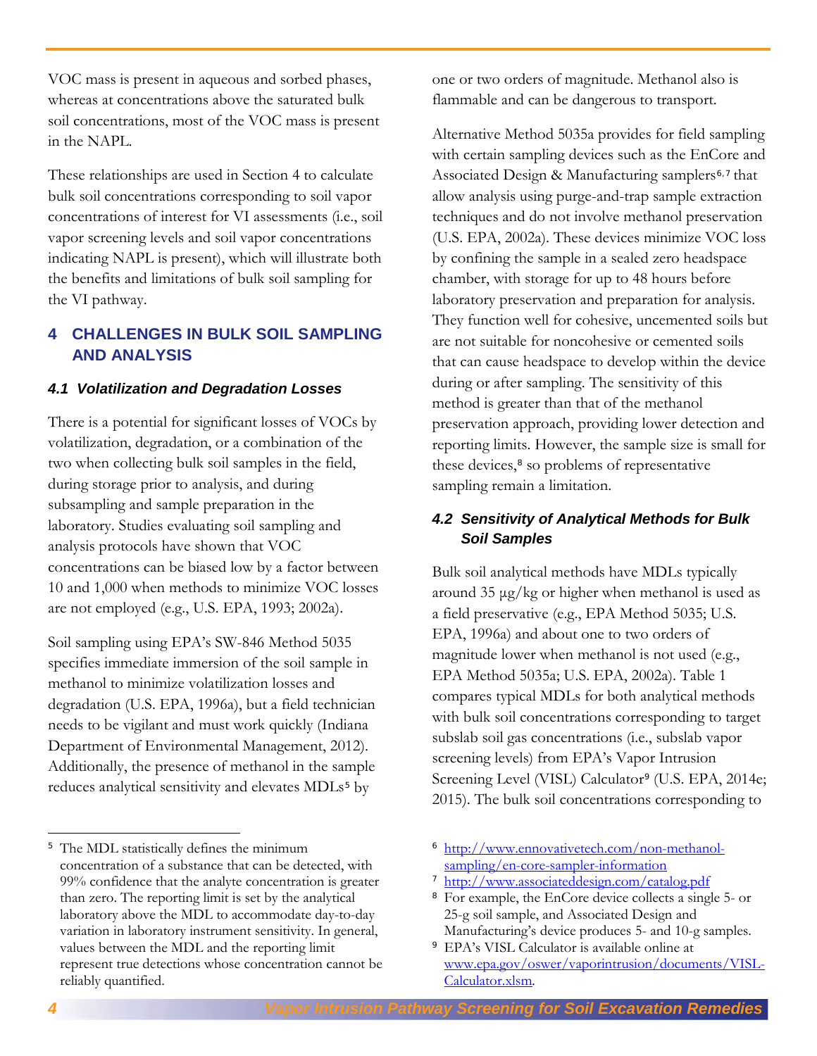VOC mass is present in aqueous and sorbed phases, whereas at concentrations above the saturated bulk soil concentrations, most of the VOC mass is present in the NAPL.

These relationships are used in Section 4 to calculate bulk soil concentrations corresponding to soil vapor concentrations of interest for VI assessments (i.e., soil vapor screening levels and soil vapor concentrations indicating NAPL is present), which will illustrate both the benefits and limitations of bulk soil sampling for the VI pathway.

## 4 CHALLENGES IN BULK SOIL SAMPLING AND ANALYSIS

### *4.1 Volatilization and Degradation Losses*

There is a potential for significant losses of VOCs by volatilization, degradation, or a combination of the two when collecting bulk soil samples in the field, during storage prior to analysis, and during subsampling and sample preparation in the laboratory. Studies evaluating soil sampling and analysis protocols have shown that VOC concentrations can be biased low by a factor between 10 and 1,000 when methods to minimize VOC losses are not employed (e.g., U.S. EPA, 1993; 2002a).

Soil sampling using EPA's SW-846 Method 5035 specifies immediate immersion of the soil sample in methanol to minimize volatilization losses and degradation (U.S. EPA, 1996a), but a field technician needs to be vigilant and must work quickly (Indiana Department of Environmental Management, 2012). Additionally, the presence of methanol in the sample reduces analytical sensitivity and elevates MDLs[5] by one or two orders of magnitude. Methanol also is flammable and can be dangerous to transport.

Alternative Method 5035a provides for field sampling with certain sampling devices such as the EnCore and Associated Design & Manufacturing samplers[6,7] that allow analysis using purge-and-trap sample extraction techniques and do not involve methanol preservation (U.S. EPA, 2002a). These devices minimize VOC loss by confining the sample in a sealed zero headspace chamber, with storage for up to 48 hours before laboratory preservation and preparation for analysis. They function well for cohesive, uncemented soils but are not suitable for noncohesive or cemented soils that can cause headspace to develop within the device during or after sampling. The sensitivity of this method is greater than that of the methanol preservation approach, providing lower detection and reporting limits. However, the sample size is small for these devices,[8] so problems of representative sampling remain a limitation.

### *4.2 Sensitivity of Analytical Methods for Bulk Soil Samples*

Bulk soil analytical methods have MDLs typically around 35 μg/kg or higher when methanol is used as a field preservative (e.g., EPA Method 5035; U.S. EPA, 1996a) and about one to two orders of magnitude lower when methanol is not used (e.g., EPA Method 5035a; U.S. EPA, 2002a). Table 1 compares typical MDLs for both analytical methods with bulk soil concentrations corresponding to target subslab soil gas concentrations (i.e., subslab vapor screening levels) from EPA's Vapor Intrusion Screening Level (VISL) Calculator[9] (U.S. EPA, 2014e; 2015). The bulk soil concentrations corresponding to

---

[5] The MDL statistically defines the minimum concentration of a substance that can be detected, with 99% confidence that the analyte concentration is greater than zero. The reporting limit is set by the analytical laboratory above the MDL to accommodate day-to-day variation in laboratory instrument sensitivity. In general, values between the MDL and the reporting limit represent true detections whose concentration cannot be reliably quantified.

[6] http://www.ennovativetech.com/non-methanol-sampling/en-core-sampler-information

[7] http://www.associateddesign.com/catalog.pdf

[8] For example, the EnCore device collects a single 5- or 25-g soil sample, and Associated Design and Manufacturing's device produces 5- and 10-g samples.

[9] EPA's VISL Calculator is available online at www.epa.gov/oswer/vaporintrusion/documents/VISL-Calculator.xlsm.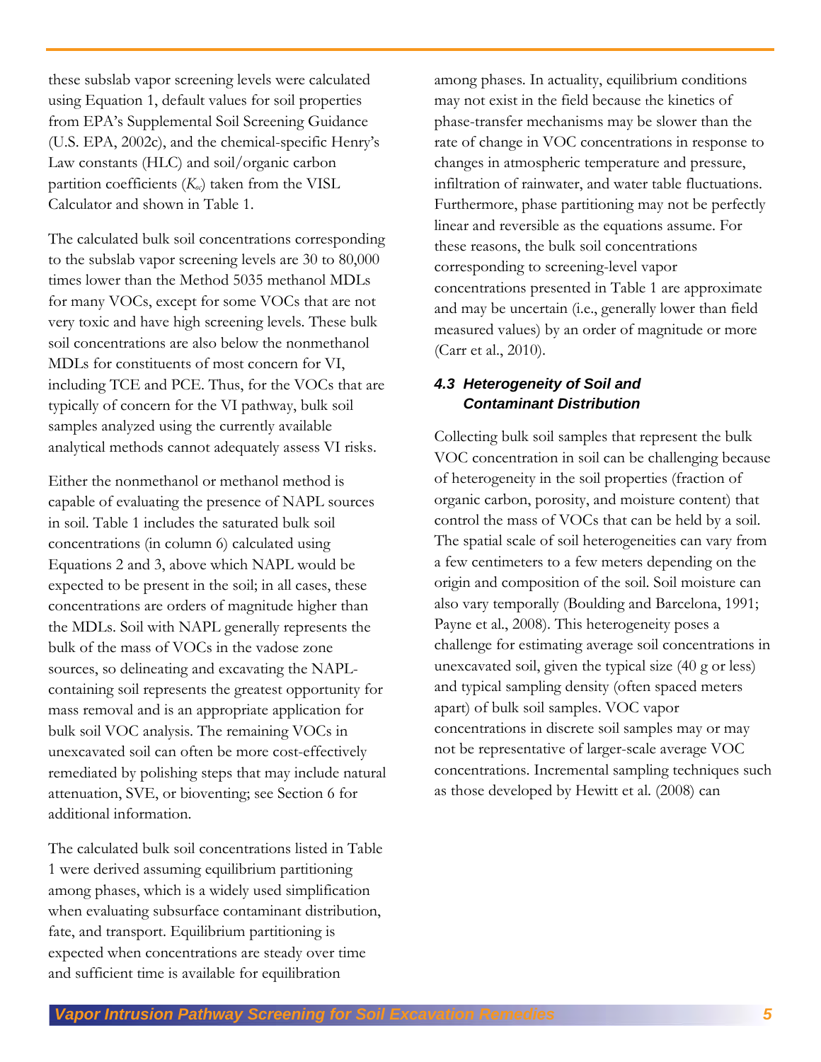these subslab vapor screening levels were calculated using Equation 1, default values for soil properties from EPA's Supplemental Soil Screening Guidance (U.S. EPA, 2002c), and the chemical-specific Henry's Law constants (HLC) and soil/organic carbon partition coefficients ($K_{oc}$) taken from the VISL Calculator and shown in Table 1.

The calculated bulk soil concentrations corresponding to the subslab vapor screening levels are 30 to 80,000 times lower than the Method 5035 methanol MDLs for many VOCs, except for some VOCs that are not very toxic and have high screening levels. These bulk soil concentrations are also below the nonmethanol MDLs for constituents of most concern for VI, including TCE and PCE. Thus, for the VOCs that are typically of concern for the VI pathway, bulk soil samples analyzed using the currently available analytical methods cannot adequately assess VI risks.

Either the nonmethanol or methanol method is capable of evaluating the presence of NAPL sources in soil. Table 1 includes the saturated bulk soil concentrations (in column 6) calculated using Equations 2 and 3, above which NAPL would be expected to be present in the soil; in all cases, these concentrations are orders of magnitude higher than the MDLs. Soil with NAPL generally represents the bulk of the mass of VOCs in the vadose zone sources, so delineating and excavating the NAPL-containing soil represents the greatest opportunity for mass removal and is an appropriate application for bulk soil VOC analysis. The remaining VOCs in unexcavated soil can often be more cost-effectively remediated by polishing steps that may include natural attenuation, SVE, or bioventing; see Section 6 for additional information.

The calculated bulk soil concentrations listed in Table 1 were derived assuming equilibrium partitioning among phases, which is a widely used simplification when evaluating subsurface contaminant distribution, fate, and transport. Equilibrium partitioning is expected when concentrations are steady over time and sufficient time is available for equilibration among phases. In actuality, equilibrium conditions may not exist in the field because the kinetics of phase-transfer mechanisms may be slower than the rate of change in VOC concentrations in response to changes in atmospheric temperature and pressure, infiltration of rainwater, and water table fluctuations. Furthermore, phase partitioning may not be perfectly linear and reversible as the equations assume. For these reasons, the bulk soil concentrations corresponding to screening-level vapor concentrations presented in Table 1 are approximate and may be uncertain (i.e., generally lower than field measured values) by an order of magnitude or more (Carr et al., 2010).

### *4.3 Heterogeneity of Soil and Contaminant Distribution*

Collecting bulk soil samples that represent the bulk VOC concentration in soil can be challenging because of heterogeneity in the soil properties (fraction of organic carbon, porosity, and moisture content) that control the mass of VOCs that can be held by a soil. The spatial scale of soil heterogeneities can vary from a few centimeters to a few meters depending on the origin and composition of the soil. Soil moisture can also vary temporally (Boulding and Barcelona, 1991; Payne et al., 2008). This heterogeneity poses a challenge for estimating average soil concentrations in unexcavated soil, given the typical size (40 g or less) and typical sampling density (often spaced meters apart) of bulk soil samples. VOC vapor concentrations in discrete soil samples may or may not be representative of larger-scale average VOC concentrations. Incremental sampling techniques such as those developed by Hewitt et al. (2008) can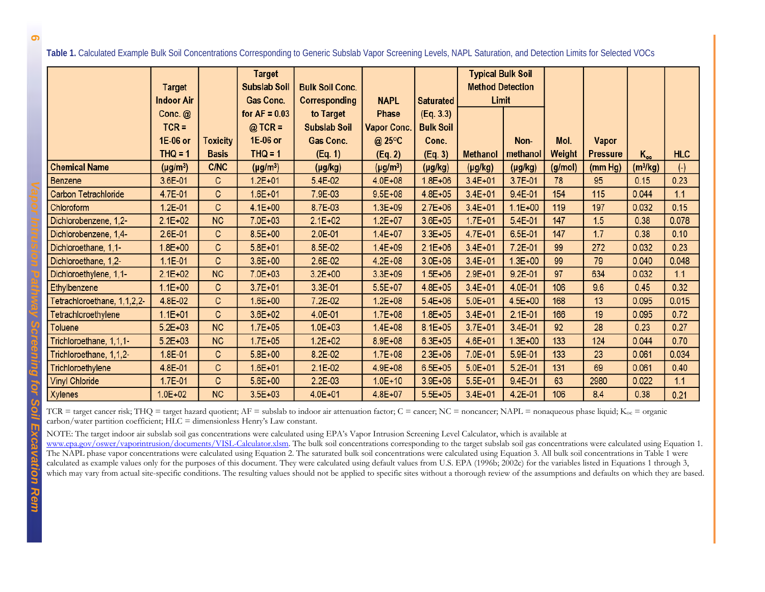**Table 1.** Calculated Example Bulk Soil Concentrations Corresponding to Generic Subslab Vapor Screening Levels, NAPL Saturation, and Detection Limits for Selected VOCs

| | Target Indoor Air Conc. @ TCR = 1E-06 or THQ = 1 | Toxicity Basis | Target Subslab Soil Gas Conc. for AF = 0.03 @ TCR = 1E-06 or THQ = 1 | Bulk Soil Conc. Corresponding to Target Subslab Soil Gas Conc. (Eq. 1) | NAPL Phase Vapor Conc. @ 25°C (Eq. 2) | Saturated (Eq. 3.3) Bulk Soil Conc. (Eq. 3) | Typical Bulk Soil Method Detection Limit | | Mol. Weight | Vapor Pressure | $K_{oc}$ | HLC |
|---|---|---|---|---|---|---|---|---|---|---|---|---|
| | | | | | | | Methanol | Non-methanol | | | | |
| **Chemical Name** | (µg/m³) | C/NC | (µg/m³) | (µg/kg) | (µg/m³) | (µg/kg) | (µg/kg) | (µg/kg) | (g/mol) | (mm Hg) | (m³/kg) | (-) |
| Benzene | 3.6E-01 | C | 1.2E+01 | 5.4E-02 | 4.0E+08 | 1.8E+06 | 3.4E+01 | 3.7E-01 | 78 | 95 | 0.15 | 0.23 |
| Carbon Tetrachloride | 4.7E-01 | C | 1.6E+01 | 7.9E-03 | 9.5E+08 | 4.8E+05 | 3.4E+01 | 9.4E-01 | 154 | 115 | 0.044 | 1.1 |
| Chloroform | 1.2E-01 | C | 4.1E+00 | 8.7E-03 | 1.3E+09 | 2.7E+06 | 3.4E+01 | 1.1E+00 | 119 | 197 | 0.032 | 0.15 |
| Dichlorobenzene, 1,2- | 2.1E+02 | NC | 7.0E+03 | 2.1E+02 | 1.2E+07 | 3.6E+05 | 1.7E+01 | 5.4E-01 | 147 | 1.5 | 0.38 | 0.078 |
| Dichlorobenzene, 1,4- | 2.6E-01 | C | 8.5E+00 | 2.0E-01 | 1.4E+07 | 3.3E+05 | 4.7E+01 | 6.5E-01 | 147 | 1.7 | 0.38 | 0.10 |
| Dichloroethane, 1,1- | 1.8E+00 | C | 5.8E+01 | 8.5E-02 | 1.4E+09 | 2.1E+06 | 3.4E+01 | 7.2E-01 | 99 | 272 | 0.032 | 0.23 |
| Dichloroethane, 1,2- | 1.1E-01 | C | 3.6E+00 | 2.6E-02 | 4.2E+08 | 3.0E+06 | 3.4E+01 | 1.3E+00 | 99 | 79 | 0.040 | 0.048 |
| Dichloroethylene, 1,1- | 2.1E+02 | NC | 7.0E+03 | 3.2E+00 | 3.3E+09 | 1.5E+06 | 2.9E+01 | 9.2E-01 | 97 | 634 | 0.032 | 1.1 |
| Ethylbenzene | 1.1E+00 | C | 3.7E+01 | 3.3E-01 | 5.5E+07 | 4.8E+05 | 3.4E+01 | 4.0E-01 | 106 | 9.6 | 0.45 | 0.32 |
| Tetrachloroethane, 1,1,2,2- | 4.8E-02 | C | 1.6E+00 | 7.2E-02 | 1.2E+08 | 5.4E+06 | 5.0E+01 | 4.5E+00 | 168 | 13 | 0.095 | 0.015 |
| Tetrachloroethylene | 1.1E+01 | C | 3.6E+02 | 4.0E-01 | 1.7E+08 | 1.8E+05 | 3.4E+01 | 2.1E-01 | 166 | 19 | 0.095 | 0.72 |
| Toluene | 5.2E+03 | NC | 1.7E+05 | 1.0E+03 | 1.4E+08 | 8.1E+05 | 3.7E+01 | 3.4E-01 | 92 | 28 | 0.23 | 0.27 |
| Trichloroethane, 1,1,1- | 5.2E+03 | NC | 1.7E+05 | 1.2E+02 | 8.9E+08 | 6.3E+05 | 4.6E+01 | 1.3E+00 | 133 | 124 | 0.044 | 0.70 |
| Trichloroethane, 1,1,2- | 1.8E-01 | C | 5.8E+00 | 8.2E-02 | 1.7E+08 | 2.3E+06 | 7.0E+01 | 5.9E-01 | 133 | 23 | 0.061 | 0.034 |
| Trichloroethylene | 4.8E-01 | C | 1.6E+01 | 2.1E-02 | 4.9E+08 | 6.5E+05 | 5.0E+01 | 5.2E-01 | 131 | 69 | 0.061 | 0.40 |
| Vinyl Chloride | 1.7E-01 | C | 5.6E+00 | 2.2E-03 | 1.0E+10 | 3.9E+06 | 5.5E+01 | 9.4E-01 | 63 | 2980 | 0.022 | 1.1 |
| Xylenes | 1.0E+02 | NC | 3.5E+03 | 4.0E+01 | 4.8E+07 | 5.5E+05 | 3.4E+01 | 4.2E-01 | 106 | 8.4 | 0.38 | 0.21 |

TCR = target cancer risk; THQ = target hazard quotient; AF = subslab to indoor air attenuation factor; C = cancer; NC = noncancer; NAPL = nonaqueous phase liquid; $K_{oc}$ = organic carbon/water partition coefficient; HLC = dimensionless Henry's Law constant.

NOTE: The target indoor air subslab soil gas concentrations were calculated using EPA's Vapor Intrusion Screening Level Calculator, which is available at www.epa.gov/oswer/vaporintrusion/documents/VISL-Calculator.xlsm. The bulk soil concentrations corresponding to the target subslab soil gas concentrations were calculated using Equation 1. The NAPL phase vapor concentrations were calculated using Equation 2. The saturated bulk soil concentrations were calculated using Equation 3. All bulk soil concentrations in Table 1 were calculated as example values only for the purposes of this document. They were calculated using default values from U.S. EPA (1996b; 2002c) for the variables listed in Equations 1 through 3, which may vary from actual site-specific conditions. The resulting values should not be applied to specific sites without a thorough review of the assumptions and defaults on which they are based.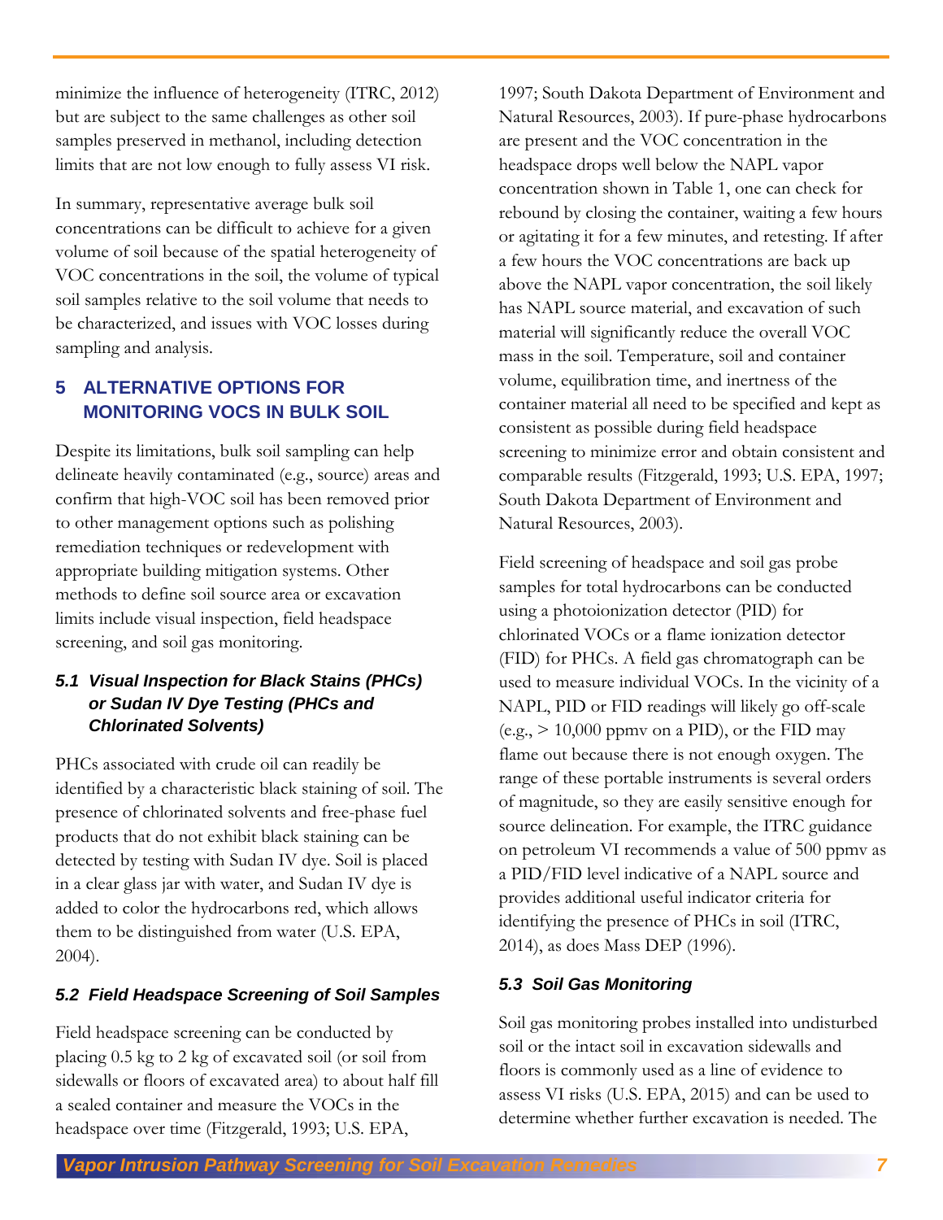minimize the influence of heterogeneity (ITRC, 2012) but are subject to the same challenges as other soil samples preserved in methanol, including detection limits that are not low enough to fully assess VI risk.

In summary, representative average bulk soil concentrations can be difficult to achieve for a given volume of soil because of the spatial heterogeneity of VOC concentrations in the soil, the volume of typical soil samples relative to the soil volume that needs to be characterized, and issues with VOC losses during sampling and analysis.

## 5 ALTERNATIVE OPTIONS FOR MONITORING VOCS IN BULK SOIL

Despite its limitations, bulk soil sampling can help delineate heavily contaminated (e.g., source) areas and confirm that high-VOC soil has been removed prior to other management options such as polishing remediation techniques or redevelopment with appropriate building mitigation systems. Other methods to define soil source area or excavation limits include visual inspection, field headspace screening, and soil gas monitoring.

### *5.1 Visual Inspection for Black Stains (PHCs) or Sudan IV Dye Testing (PHCs and Chlorinated Solvents)*

PHCs associated with crude oil can readily be identified by a characteristic black staining of soil. The presence of chlorinated solvents and free-phase fuel products that do not exhibit black staining can be detected by testing with Sudan IV dye. Soil is placed in a clear glass jar with water, and Sudan IV dye is added to color the hydrocarbons red, which allows them to be distinguished from water (U.S. EPA, 2004).

### *5.2 Field Headspace Screening of Soil Samples*

Field headspace screening can be conducted by placing 0.5 kg to 2 kg of excavated soil (or soil from sidewalls or floors of excavated area) to about half fill a sealed container and measure the VOCs in the headspace over time (Fitzgerald, 1993; U.S. EPA, 1997; South Dakota Department of Environment and Natural Resources, 2003). If pure-phase hydrocarbons are present and the VOC concentration in the headspace drops well below the NAPL vapor concentration shown in Table 1, one can check for rebound by closing the container, waiting a few hours or agitating it for a few minutes, and retesting. If after a few hours the VOC concentrations are back up above the NAPL vapor concentration, the soil likely has NAPL source material, and excavation of such material will significantly reduce the overall VOC mass in the soil. Temperature, soil and container volume, equilibration time, and inertness of the container material all need to be specified and kept as consistent as possible during field headspace screening to minimize error and obtain consistent and comparable results (Fitzgerald, 1993; U.S. EPA, 1997; South Dakota Department of Environment and Natural Resources, 2003).

Field screening of headspace and soil gas probe samples for total hydrocarbons can be conducted using a photoionization detector (PID) for chlorinated VOCs or a flame ionization detector (FID) for PHCs. A field gas chromatograph can be used to measure individual VOCs. In the vicinity of a NAPL, PID or FID readings will likely go off-scale (e.g., > 10,000 ppmv on a PID), or the FID may flame out because there is not enough oxygen. The range of these portable instruments is several orders of magnitude, so they are easily sensitive enough for source delineation. For example, the ITRC guidance on petroleum VI recommends a value of 500 ppmv as a PID/FID level indicative of a NAPL source and provides additional useful indicator criteria for identifying the presence of PHCs in soil (ITRC, 2014), as does Mass DEP (1996).

### *5.3 Soil Gas Monitoring*

Soil gas monitoring probes installed into undisturbed soil or the intact soil in excavation sidewalls and floors is commonly used as a line of evidence to assess VI risks (U.S. EPA, 2015) and can be used to determine whether further excavation is needed. The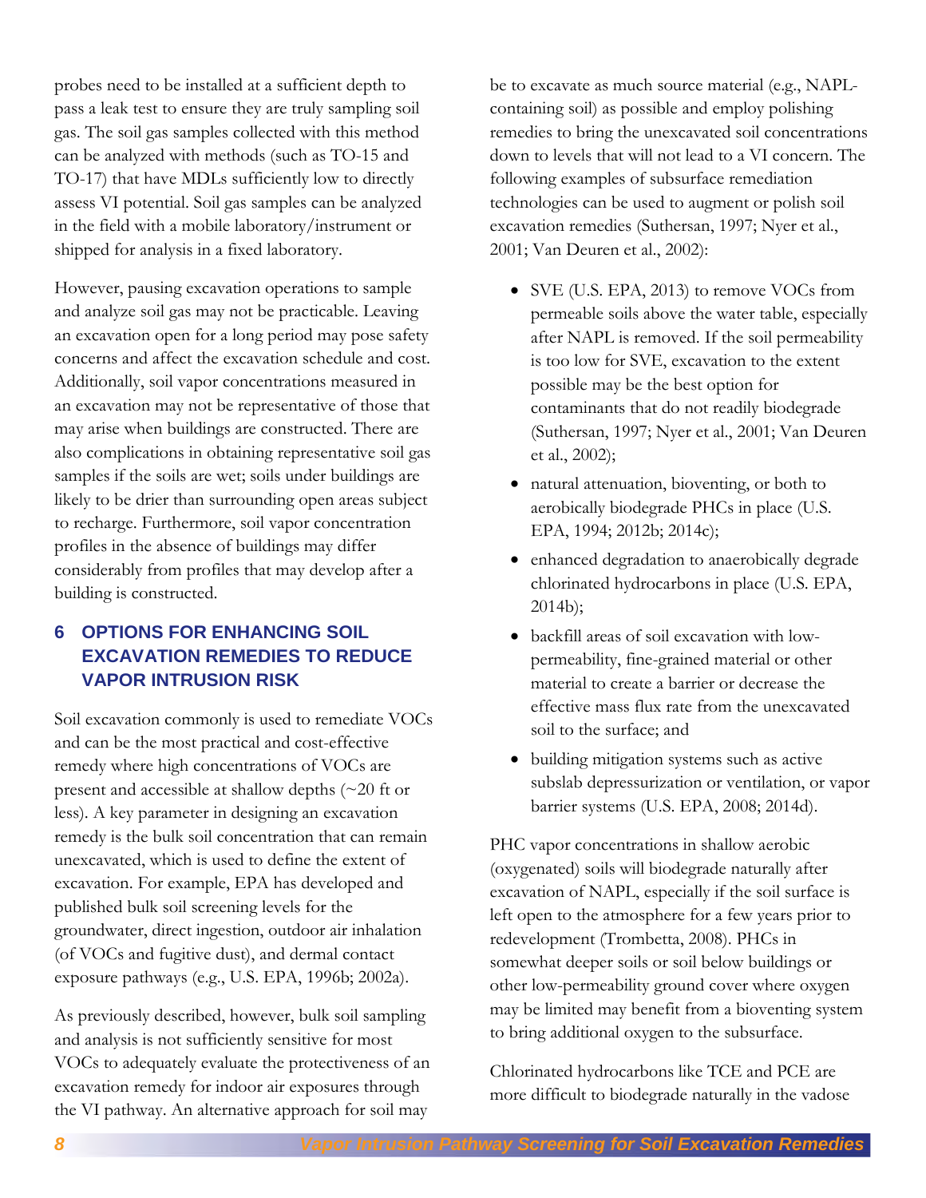probes need to be installed at a sufficient depth to pass a leak test to ensure they are truly sampling soil gas. The soil gas samples collected with this method can be analyzed with methods (such as TO-15 and TO-17) that have MDLs sufficiently low to directly assess VI potential. Soil gas samples can be analyzed in the field with a mobile laboratory/instrument or shipped for analysis in a fixed laboratory.

However, pausing excavation operations to sample and analyze soil gas may not be practicable. Leaving an excavation open for a long period may pose safety concerns and affect the excavation schedule and cost. Additionally, soil vapor concentrations measured in an excavation may not be representative of those that may arise when buildings are constructed. There are also complications in obtaining representative soil gas samples if the soils are wet; soils under buildings are likely to be drier than surrounding open areas subject to recharge. Furthermore, soil vapor concentration profiles in the absence of buildings may differ considerably from profiles that may develop after a building is constructed.

## 6 OPTIONS FOR ENHANCING SOIL EXCAVATION REMEDIES TO REDUCE VAPOR INTRUSION RISK

Soil excavation commonly is used to remediate VOCs and can be the most practical and cost-effective remedy where high concentrations of VOCs are present and accessible at shallow depths (~20 ft or less). A key parameter in designing an excavation remedy is the bulk soil concentration that can remain unexcavated, which is used to define the extent of excavation. For example, EPA has developed and published bulk soil screening levels for the groundwater, direct ingestion, outdoor air inhalation (of VOCs and fugitive dust), and dermal contact exposure pathways (e.g., U.S. EPA, 1996b; 2002a).

As previously described, however, bulk soil sampling and analysis is not sufficiently sensitive for most VOCs to adequately evaluate the protectiveness of an excavation remedy for indoor air exposures through the VI pathway. An alternative approach for soil may be to excavate as much source material (e.g., NAPL-containing soil) as possible and employ polishing remedies to bring the unexcavated soil concentrations down to levels that will not lead to a VI concern. The following examples of subsurface remediation technologies can be used to augment or polish soil excavation remedies (Suthersan, 1997; Nyer et al., 2001; Van Deuren et al., 2002):

- SVE (U.S. EPA, 2013) to remove VOCs from permeable soils above the water table, especially after NAPL is removed. If the soil permeability is too low for SVE, excavation to the extent possible may be the best option for contaminants that do not readily biodegrade (Suthersan, 1997; Nyer et al., 2001; Van Deuren et al., 2002);
- natural attenuation, bioventing, or both to aerobically biodegrade PHCs in place (U.S. EPA, 1994; 2012b; 2014c);
- enhanced degradation to anaerobically degrade chlorinated hydrocarbons in place (U.S. EPA, 2014b);
- backfill areas of soil excavation with low-permeability, fine-grained material or other material to create a barrier or decrease the effective mass flux rate from the unexcavated soil to the surface; and
- building mitigation systems such as active subslab depressurization or ventilation, or vapor barrier systems (U.S. EPA, 2008; 2014d).

PHC vapor concentrations in shallow aerobic (oxygenated) soils will biodegrade naturally after excavation of NAPL, especially if the soil surface is left open to the atmosphere for a few years prior to redevelopment (Trombetta, 2008). PHCs in somewhat deeper soils or soil below buildings or other low-permeability ground cover where oxygen may be limited may benefit from a bioventing system to bring additional oxygen to the subsurface.

Chlorinated hydrocarbons like TCE and PCE are more difficult to biodegrade naturally in the vadose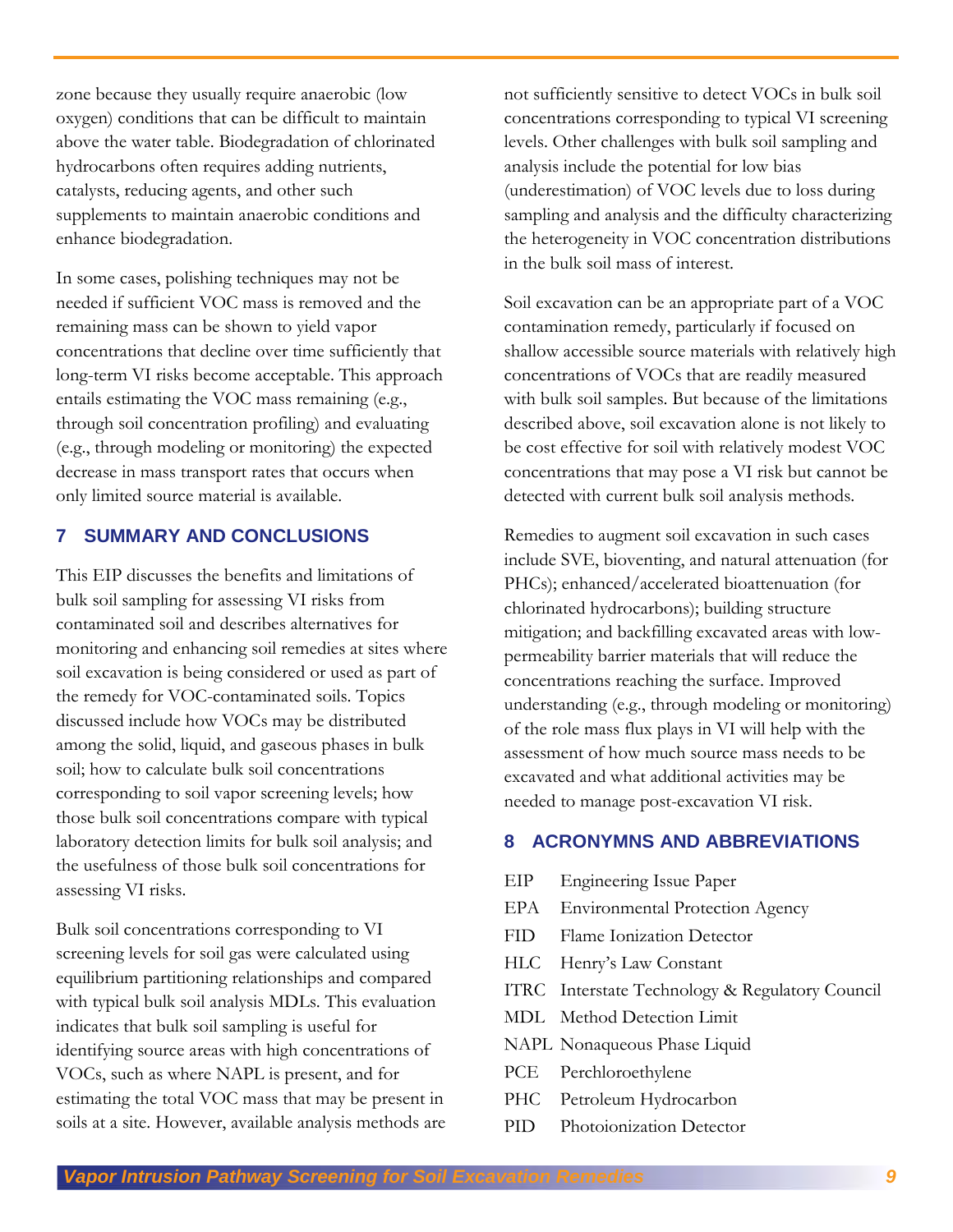zone because they usually require anaerobic (low oxygen) conditions that can be difficult to maintain above the water table. Biodegradation of chlorinated hydrocarbons often requires adding nutrients, catalysts, reducing agents, and other such supplements to maintain anaerobic conditions and enhance biodegradation.

In some cases, polishing techniques may not be needed if sufficient VOC mass is removed and the remaining mass can be shown to yield vapor concentrations that decline over time sufficiently that long-term VI risks become acceptable. This approach entails estimating the VOC mass remaining (e.g., through soil concentration profiling) and evaluating (e.g., through modeling or monitoring) the expected decrease in mass transport rates that occurs when only limited source material is available.

## 7 SUMMARY AND CONCLUSIONS

This EIP discusses the benefits and limitations of bulk soil sampling for assessing VI risks from contaminated soil and describes alternatives for monitoring and enhancing soil remedies at sites where soil excavation is being considered or used as part of the remedy for VOC-contaminated soils. Topics discussed include how VOCs may be distributed among the solid, liquid, and gaseous phases in bulk soil; how to calculate bulk soil concentrations corresponding to soil vapor screening levels; how those bulk soil concentrations compare with typical laboratory detection limits for bulk soil analysis; and the usefulness of those bulk soil concentrations for assessing VI risks.

Bulk soil concentrations corresponding to VI screening levels for soil gas were calculated using equilibrium partitioning relationships and compared with typical bulk soil analysis MDLs. This evaluation indicates that bulk soil sampling is useful for identifying source areas with high concentrations of VOCs, such as where NAPL is present, and for estimating the total VOC mass that may be present in soils at a site. However, available analysis methods are not sufficiently sensitive to detect VOCs in bulk soil concentrations corresponding to typical VI screening levels. Other challenges with bulk soil sampling and analysis include the potential for low bias (underestimation) of VOC levels due to loss during sampling and analysis and the difficulty characterizing the heterogeneity in VOC concentration distributions in the bulk soil mass of interest.

Soil excavation can be an appropriate part of a VOC contamination remedy, particularly if focused on shallow accessible source materials with relatively high concentrations of VOCs that are readily measured with bulk soil samples. But because of the limitations described above, soil excavation alone is not likely to be cost effective for soil with relatively modest VOC concentrations that may pose a VI risk but cannot be detected with current bulk soil analysis methods.

Remedies to augment soil excavation in such cases include SVE, bioventing, and natural attenuation (for PHCs); enhanced/accelerated bioattenuation (for chlorinated hydrocarbons); building structure mitigation; and backfilling excavated areas with low-permeability barrier materials that will reduce the concentrations reaching the surface. Improved understanding (e.g., through modeling or monitoring) of the role mass flux plays in VI will help with the assessment of how much source mass needs to be excavated and what additional activities may be needed to manage post-excavation VI risk.

## 8 ACRONYMNS AND ABBREVIATIONS

- EIP Engineering Issue Paper
- EPA Environmental Protection Agency
- FID Flame Ionization Detector
- HLC Henry's Law Constant
- ITRC Interstate Technology & Regulatory Council
- MDL Method Detection Limit
- NAPL Nonaqueous Phase Liquid
- PCE Perchloroethylene
- PHC Petroleum Hydrocarbon
- PID Photoionization Detector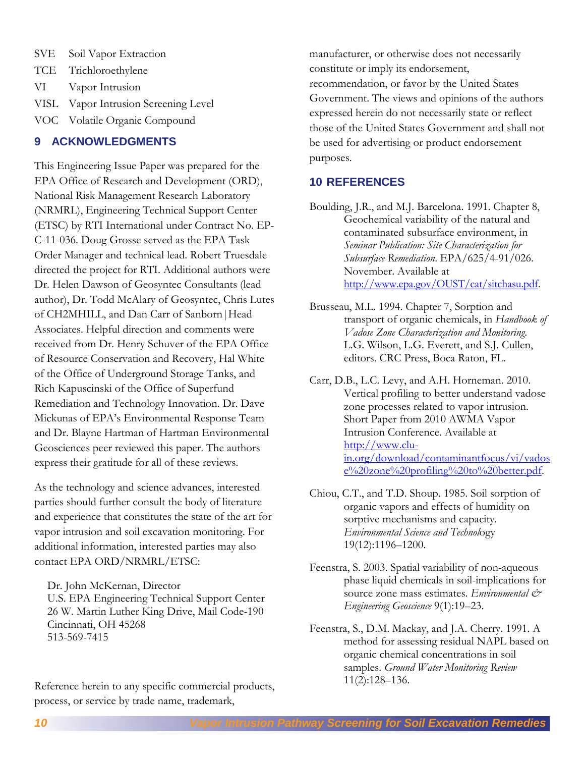SVE Soil Vapor Extraction

TCE Trichloroethylene

VI Vapor Intrusion

VISL Vapor Intrusion Screening Level

VOC Volatile Organic Compound

## 9 ACKNOWLEDGMENTS

This Engineering Issue Paper was prepared for the EPA Office of Research and Development (ORD), National Risk Management Research Laboratory (NRMRL), Engineering Technical Support Center (ETSC) by RTI International under Contract No. EP-C-11-036. Doug Grosse served as the EPA Task Order Manager and technical lead. Robert Truesdale directed the project for RTI. Additional authors were Dr. Helen Dawson of Geosyntec Consultants (lead author), Dr. Todd McAlary of Geosyntec, Chris Lutes of CH2MHILL, and Dan Carr of Sanborn|Head Associates. Helpful direction and comments were received from Dr. Henry Schuver of the EPA Office of Resource Conservation and Recovery, Hal White of the Office of Underground Storage Tanks, and Rich Kapuscinski of the Office of Superfund Remediation and Technology Innovation. Dr. Dave Mickunas of EPA's Environmental Response Team and Dr. Blayne Hartman of Hartman Environmental Geosciences peer reviewed this paper. The authors express their gratitude for all of these reviews.

As the technology and science advances, interested parties should further consult the body of literature and experience that constitutes the state of the art for vapor intrusion and soil excavation monitoring. For additional information, interested parties may also contact EPA ORD/NRMRL/ETSC:

Dr. John McKernan, Director
U.S. EPA Engineering Technical Support Center
26 W. Martin Luther King Drive, Mail Code-190
Cincinnati, OH 45268
513-569-7415

Reference herein to any specific commercial products, process, or service by trade name, trademark, manufacturer, or otherwise does not necessarily constitute or imply its endorsement, recommendation, or favor by the United States Government. The views and opinions of the authors expressed herein do not necessarily state or reflect those of the United States Government and shall not be used for advertising or product endorsement purposes.

## 10 REFERENCES

Boulding, J.R., and M.J. Barcelona. 1991. Chapter 8, Geochemical variability of the natural and contaminated subsurface environment, in *Seminar Publication: Site Characterization for Subsurface Remediation*. EPA/625/4-91/026. November. Available at http://www.epa.gov/OUST/cat/sitchasu.pdf.

Brusseau, M.L. 1994. Chapter 7, Sorption and transport of organic chemicals, in *Handbook of Vadose Zone Characterization and Monitoring*. L.G. Wilson, L.G. Everett, and S.J. Cullen, editors. CRC Press, Boca Raton, FL.

Carr, D.B., L.C. Levy, and A.H. Horneman. 2010. Vertical profiling to better understand vadose zone processes related to vapor intrusion. Short Paper from 2010 AWMA Vapor Intrusion Conference. Available at http://www.clu-in.org/download/contaminantfocus/vi/vadose%20zone%20profiling%20to%20better.pdf.

Chiou, C.T., and T.D. Shoup. 1985. Soil sorption of organic vapors and effects of humidity on sorptive mechanisms and capacity. *Environmental Science and Technology* 19(12):1196–1200.

Feenstra, S. 2003. Spatial variability of non-aqueous phase liquid chemicals in soil-implications for source zone mass estimates. *Environmental & Engineering Geoscience* 9(1):19–23.

Feenstra, S., D.M. Mackay, and J.A. Cherry. 1991. A method for assessing residual NAPL based on organic chemical concentrations in soil samples. *Ground Water Monitoring Review* 11(2):128–136.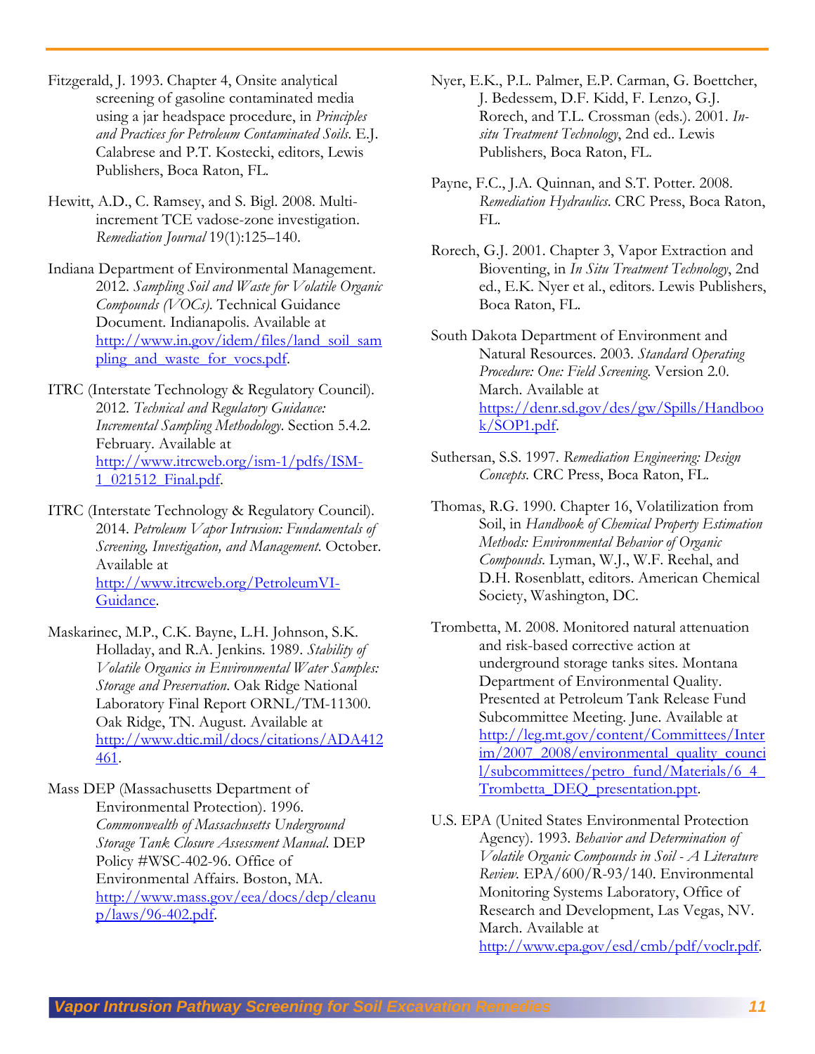Fitzgerald, J. 1993. Chapter 4, Onsite analytical screening of gasoline contaminated media using a jar headspace procedure, in *Principles and Practices for Petroleum Contaminated Soils*. E.J. Calabrese and P.T. Kostecki, editors, Lewis Publishers, Boca Raton, FL.

Hewitt, A.D., C. Ramsey, and S. Bigl. 2008. Multi-increment TCE vadose-zone investigation. *Remediation Journal* 19(1):125–140.

Indiana Department of Environmental Management. 2012. *Sampling Soil and Waste for Volatile Organic Compounds (VOCs)*. Technical Guidance Document. Indianapolis. Available at http://www.in.gov/idem/files/land_soil_sampling_and_waste_for_vocs.pdf.

ITRC (Interstate Technology & Regulatory Council). 2012. *Technical and Regulatory Guidance: Incremental Sampling Methodology*. Section 5.4.2. February. Available at http://www.itrcweb.org/ism-1/pdfs/ISM-1_021512_Final.pdf.

ITRC (Interstate Technology & Regulatory Council). 2014. *Petroleum Vapor Intrusion: Fundamentals of Screening, Investigation, and Management*. October. Available at http://www.itrcweb.org/PetroleumVI-Guidance.

Maskarinec, M.P., C.K. Bayne, L.H. Johnson, S.K. Holladay, and R.A. Jenkins. 1989. *Stability of Volatile Organics in Environmental Water Samples: Storage and Preservation*. Oak Ridge National Laboratory Final Report ORNL/TM-11300. Oak Ridge, TN. August. Available at http://www.dtic.mil/docs/citations/ADA412461.

Mass DEP (Massachusetts Department of Environmental Protection). 1996. *Commonwealth of Massachusetts Underground Storage Tank Closure Assessment Manual*. DEP Policy #WSC-402-96. Office of Environmental Affairs. Boston, MA. http://www.mass.gov/eea/docs/dep/cleanup/laws/96-402.pdf.

Nyer, E.K., P.L. Palmer, E.P. Carman, G. Boettcher, J. Bedessem, D.F. Kidd, F. Lenzo, G.J. Rorech, and T.L. Crossman (eds.). 2001. *In-situ Treatment Technology*, 2nd ed.. Lewis Publishers, Boca Raton, FL.

Payne, F.C., J.A. Quinnan, and S.T. Potter. 2008. *Remediation Hydraulics*. CRC Press, Boca Raton, FL.

Rorech, G.J. 2001. Chapter 3, Vapor Extraction and Bioventing, in *In Situ Treatment Technology*, 2nd ed., E.K. Nyer et al., editors. Lewis Publishers, Boca Raton, FL.

South Dakota Department of Environment and Natural Resources. 2003. *Standard Operating Procedure: One: Field Screening*. Version 2.0. March. Available at https://denr.sd.gov/des/gw/Spills/Handbook/SOP1.pdf.

Suthersan, S.S. 1997. *Remediation Engineering: Design Concepts*. CRC Press, Boca Raton, FL.

Thomas, R.G. 1990. Chapter 16, Volatilization from Soil, in *Handbook of Chemical Property Estimation Methods: Environmental Behavior of Organic Compounds*. Lyman, W.J., W.F. Reehal, and D.H. Rosenblatt, editors. American Chemical Society, Washington, DC.

Trombetta, M. 2008. Monitored natural attenuation and risk-based corrective action at underground storage tanks sites. Montana Department of Environmental Quality. Presented at Petroleum Tank Release Fund Subcommittee Meeting. June. Available at http://leg.mt.gov/content/Committees/Interim/2007_2008/environmental_quality_council/subcommittees/petro_fund/Materials/6_4_Trombetta_DEQ_presentation.ppt.

U.S. EPA (United States Environmental Protection Agency). 1993. *Behavior and Determination of Volatile Organic Compounds in Soil - A Literature Review*. EPA/600/R-93/140. Environmental Monitoring Systems Laboratory, Office of Research and Development, Las Vegas, NV. March. Available at http://www.epa.gov/esd/cmb/pdf/voclr.pdf.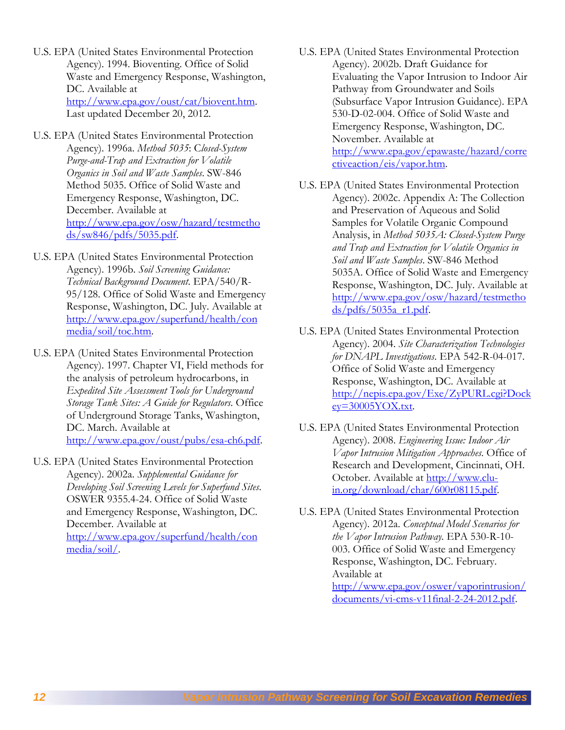U.S. EPA (United States Environmental Protection Agency). 1994. Bioventing. Office of Solid Waste and Emergency Response, Washington, DC. Available at http://www.epa.gov/oust/cat/biovent.htm. Last updated December 20, 2012.

U.S. EPA (United States Environmental Protection Agency). 1996a. *Method 5035: Closed-System Purge-and-Trap and Extraction for Volatile Organics in Soil and Waste Samples*. SW-846 Method 5035. Office of Solid Waste and Emergency Response, Washington, DC. December. Available at http://www.epa.gov/osw/hazard/testmethods/sw846/pdfs/5035.pdf.

U.S. EPA (United States Environmental Protection Agency). 1996b. *Soil Screening Guidance: Technical Background Document*. EPA/540/R-95/128. Office of Solid Waste and Emergency Response, Washington, DC. July. Available at http://www.epa.gov/superfund/health/conmedia/soil/toc.htm.

U.S. EPA (United States Environmental Protection Agency). 1997. Chapter VI, Field methods for the analysis of petroleum hydrocarbons, in *Expedited Site Assessment Tools for Underground Storage Tank Sites: A Guide for Regulators*. Office of Underground Storage Tanks, Washington, DC. March. Available at http://www.epa.gov/oust/pubs/esa-ch6.pdf.

U.S. EPA (United States Environmental Protection Agency). 2002a. *Supplemental Guidance for Developing Soil Screening Levels for Superfund Sites*. OSWER 9355.4-24. Office of Solid Waste and Emergency Response, Washington, DC. December. Available at http://www.epa.gov/superfund/health/conmedia/soil/.

U.S. EPA (United States Environmental Protection Agency). 2002b. Draft Guidance for Evaluating the Vapor Intrusion to Indoor Air Pathway from Groundwater and Soils (Subsurface Vapor Intrusion Guidance). EPA 530-D-02-004. Office of Solid Waste and Emergency Response, Washington, DC. November. Available at http://www.epa.gov/epawaste/hazard/correctiveaction/eis/vapor.htm.

U.S. EPA (United States Environmental Protection Agency). 2002c. Appendix A: The Collection and Preservation of Aqueous and Solid Samples for Volatile Organic Compound Analysis, in *Method 5035A: Closed-System Purge and Trap and Extraction for Volatile Organics in Soil and Waste Samples*. SW-846 Method 5035A. Office of Solid Waste and Emergency Response, Washington, DC. July. Available at http://www.epa.gov/osw/hazard/testmethods/pdfs/5035a_r1.pdf.

U.S. EPA (United States Environmental Protection Agency). 2004. *Site Characterization Technologies for DNAPL Investigations*. EPA 542-R-04-017. Office of Solid Waste and Emergency Response, Washington, DC. Available at http://nepis.epa.gov/Exe/ZyPURL.cgi?Dockey=30005YOX.txt.

U.S. EPA (United States Environmental Protection Agency). 2008. *Engineering Issue: Indoor Air Vapor Intrusion Mitigation Approaches*. Office of Research and Development, Cincinnati, OH. October. Available at http://www.clu-in.org/download/char/600r08115.pdf.

U.S. EPA (United States Environmental Protection Agency). 2012a. *Conceptual Model Scenarios for the Vapor Intrusion Pathway*. EPA 530-R-10-003. Office of Solid Waste and Emergency Response, Washington, DC. February. Available at http://www.epa.gov/oswer/vaporintrusion/documents/vi-cms-v11final-2-24-2012.pdf.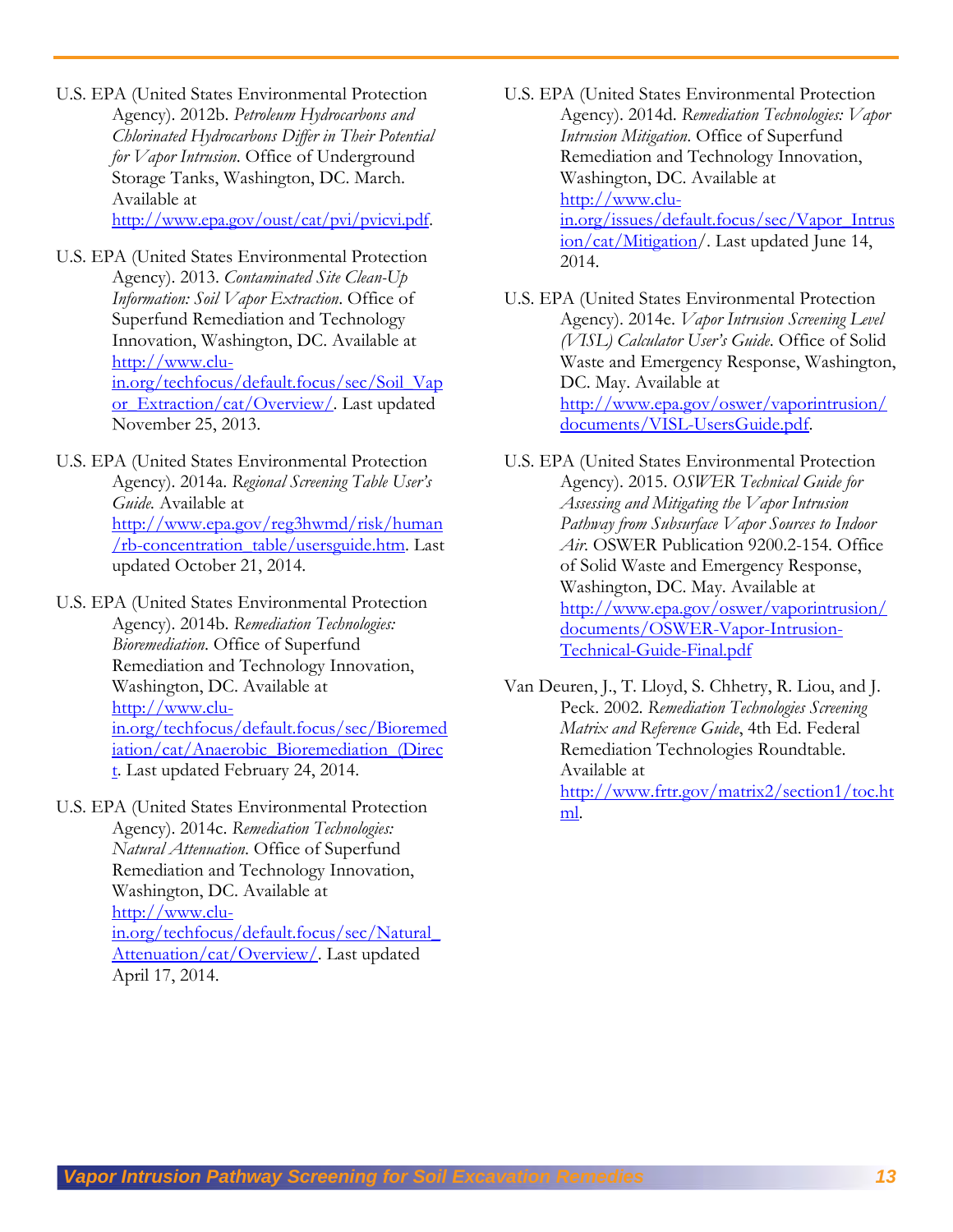U.S. EPA (United States Environmental Protection Agency). 2012b. *Petroleum Hydrocarbons and Chlorinated Hydrocarbons Differ in Their Potential for Vapor Intrusion*. Office of Underground Storage Tanks, Washington, DC. March. Available at http://www.epa.gov/oust/cat/pvi/pvicvi.pdf.

U.S. EPA (United States Environmental Protection Agency). 2013. *Contaminated Site Clean-Up Information: Soil Vapor Extraction*. Office of Superfund Remediation and Technology Innovation, Washington, DC. Available at http://www.clu-in.org/techfocus/default.focus/sec/Soil_Vapor_Extraction/cat/Overview/. Last updated November 25, 2013.

U.S. EPA (United States Environmental Protection Agency). 2014a. *Regional Screening Table User's Guide*. Available at http://www.epa.gov/reg3hwmd/risk/human/rb-concentration_table/usersguide.htm. Last updated October 21, 2014.

U.S. EPA (United States Environmental Protection Agency). 2014b. *Remediation Technologies: Bioremediation*. Office of Superfund Remediation and Technology Innovation, Washington, DC. Available at http://www.clu-in.org/techfocus/default.focus/sec/Bioremediation/cat/Anaerobic_Bioremediation_(Direct. Last updated February 24, 2014.

U.S. EPA (United States Environmental Protection Agency). 2014c. *Remediation Technologies: Natural Attenuation*. Office of Superfund Remediation and Technology Innovation, Washington, DC. Available at http://www.clu-in.org/techfocus/default.focus/sec/Natural_Attenuation/cat/Overview/. Last updated April 17, 2014.

U.S. EPA (United States Environmental Protection Agency). 2014d. *Remediation Technologies: Vapor Intrusion Mitigation*. Office of Superfund Remediation and Technology Innovation, Washington, DC. Available at http://www.clu-in.org/issues/default.focus/sec/Vapor_Intrusion/cat/Mitigation/. Last updated June 14, 2014.

U.S. EPA (United States Environmental Protection Agency). 2014e. *Vapor Intrusion Screening Level (VISL) Calculator User's Guide*. Office of Solid Waste and Emergency Response, Washington, DC. May. Available at http://www.epa.gov/oswer/vaporintrusion/documents/VISL-UsersGuide.pdf.

U.S. EPA (United States Environmental Protection Agency). 2015. *OSWER Technical Guide for Assessing and Mitigating the Vapor Intrusion Pathway from Subsurface Vapor Sources to Indoor Air*. OSWER Publication 9200.2-154. Office of Solid Waste and Emergency Response, Washington, DC. May. Available at http://www.epa.gov/oswer/vaporintrusion/documents/OSWER-Vapor-Intrusion-Technical-Guide-Final.pdf

Van Deuren, J., T. Lloyd, S. Chhetry, R. Liou, and J. Peck. 2002. *Remediation Technologies Screening Matrix and Reference Guide*, 4th Ed. Federal Remediation Technologies Roundtable. Available at http://www.frtr.gov/matrix2/section1/toc.html.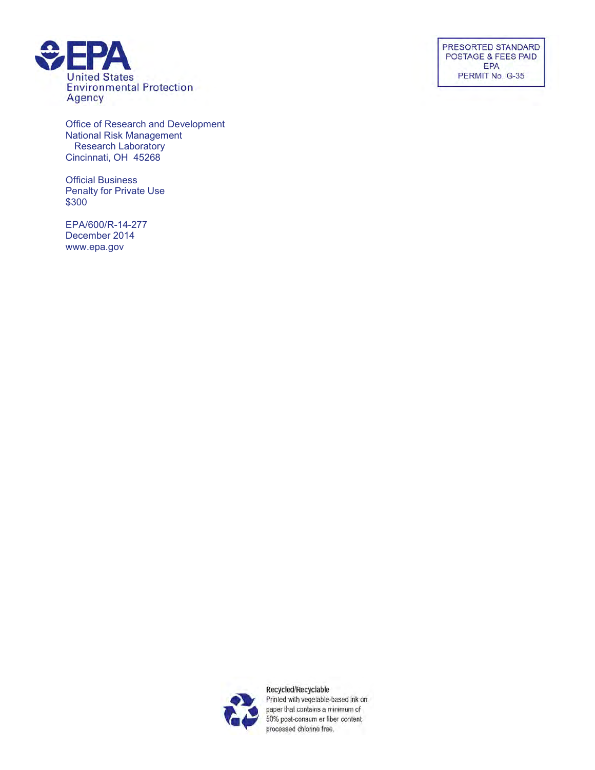EPA
United States
Environmental Protection
Agency

PRESORTED STANDARD
POSTAGE & FEES PAID
EPA
PERMIT No. G-35

Office of Research and Development
National Risk Management
Research Laboratory
Cincinnati, OH 45268

Official Business
Penalty for Private Use
$300

EPA/600/R-14-277
December 2014
www.epa.gov

**Recycled/Recyclable**
Printed with vegetable-based ink on paper that contains a minimum of 50% post-consumer fiber content processed chlorine free.